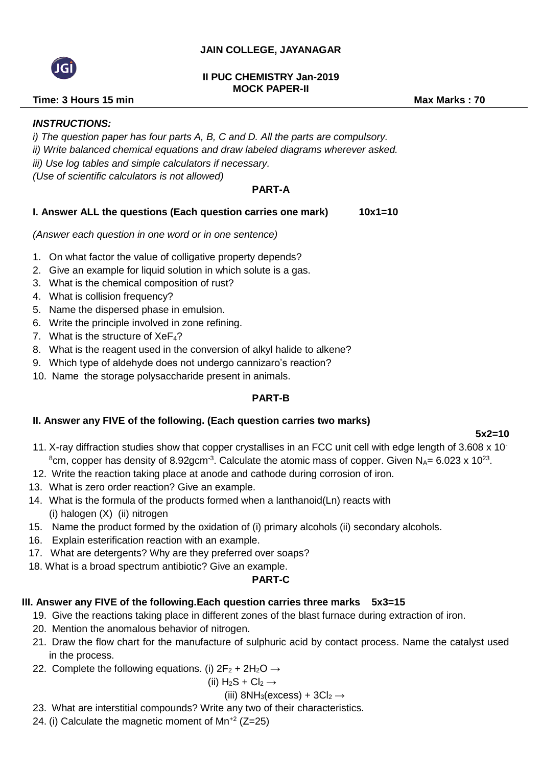**JAIN COLLEGE, JAYANAGAR**

**II PUC CHEMISTRY Jan-2019**
**MOCK PAPER-II**

**Time: 3 Hours 15 min** **Max Marks : 70**

***INSTRUCTIONS:***

*i) The question paper has four parts A, B, C and D. All the parts are compulsory.*

*ii) Write balanced chemical equations and draw labeled diagrams wherever asked.*

*iii) Use log tables and simple calculators if necessary.*

*(Use of scientific calculators is not allowed)*

## PART-A

**I. Answer ALL the questions (Each question carries one mark) 10x1=10**

*(Answer each question in one word or in one sentence)*

1. On what factor the value of colligative property depends?
2. Give an example for liquid solution in which solute is a gas.
3. What is the chemical composition of rust?
4. What is collision frequency?
5. Name the dispersed phase in emulsion.
6. Write the principle involved in zone refining.
7. What is the structure of $XeF_4$?
8. What is the reagent used in the conversion of alkyl halide to alkene?
9. Which type of aldehyde does not undergo cannizaro's reaction?
10. Name the storage polysaccharide present in animals.

## PART-B

**II. Answer any FIVE of the following. (Each question carries two marks) 5x2=10**

11. X-ray diffraction studies show that copper crystallises in an FCC unit cell with edge length of $3.608 \times 10^{-8}$cm, copper has density of $8.92gcm^{-3}$. Calculate the atomic mass of copper. Given $N_A = 6.023 \times 10^{23}$.
12. Write the reaction taking place at anode and cathode during corrosion of iron.
13. What is zero order reaction? Give an example.
14. What is the formula of the products formed when a lanthanoid(Ln) reacts with
    (i) halogen (X) (ii) nitrogen
15. Name the product formed by the oxidation of (i) primary alcohols (ii) secondary alcohols.
16. Explain esterification reaction with an example.
17. What are detergents? Why are they preferred over soaps?
18. What is a broad spectrum antibiotic? Give an example.

## PART-C

**III. Answer any FIVE of the following.Each question carries three marks 5x3=15**

19. Give the reactions taking place in different zones of the blast furnace during extraction of iron.
20. Mention the anomalous behavior of nitrogen.
21. Draw the flow chart for the manufacture of sulphuric acid by contact process. Name the catalyst used in the process.
22. Complete the following equations. (i) $2F_2 + 2H_2O \rightarrow$
    (ii) $H_2S + Cl_2 \rightarrow$
    (iii) $8NH_3(\text{excess}) + 3Cl_2 \rightarrow$
23. What are interstitial compounds? Write any two of their characteristics.
24. (i) Calculate the magnetic moment of $Mn^{+2}$ (Z=25)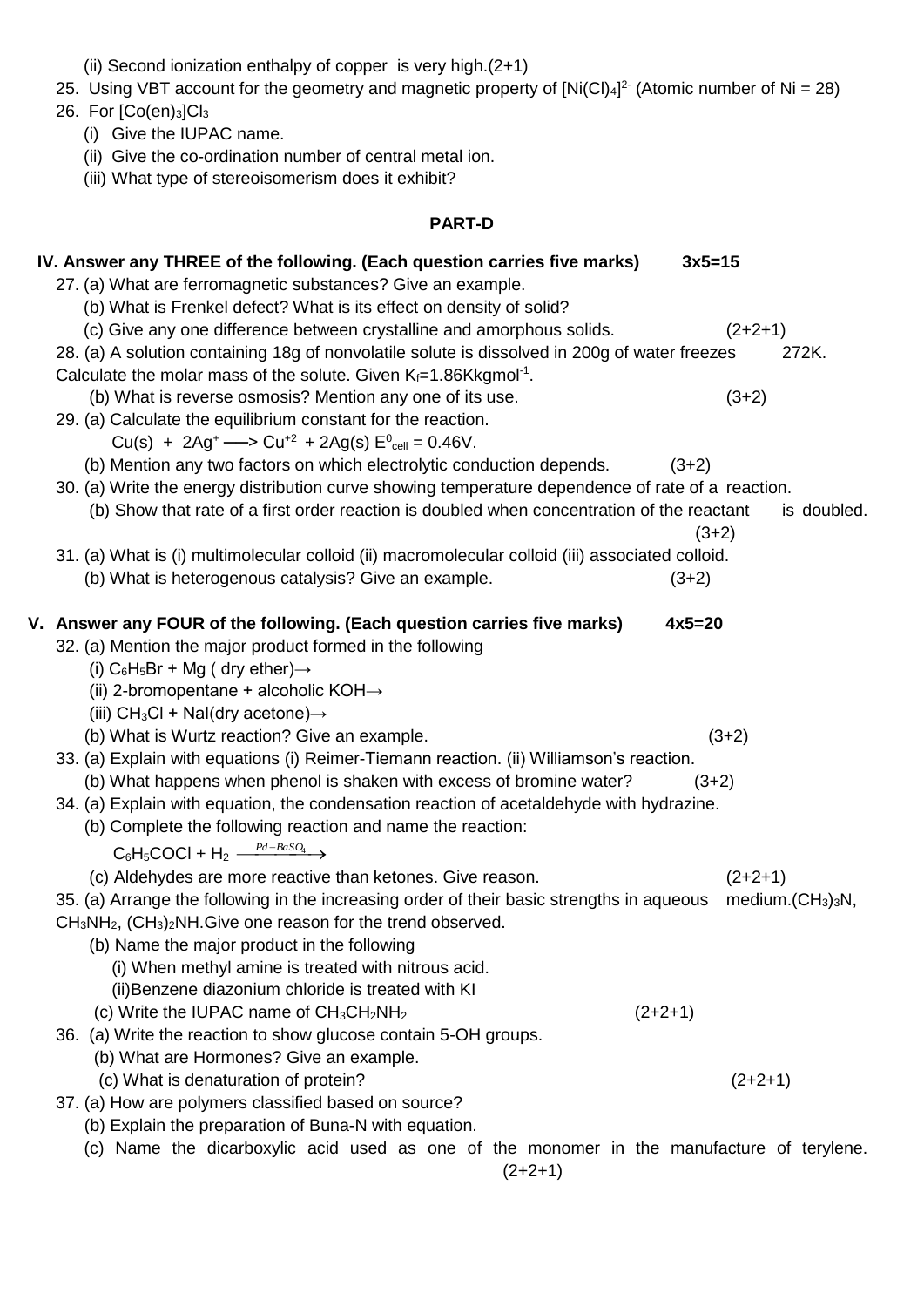(ii) Second ionization enthalpy of copper is very high.(2+1)

25. Using VBT account for the geometry and magnetic property of $[Ni(Cl)_4]^{2-}$ (Atomic number of Ni = 28)

26. For $[Co(en)_3]Cl_3$
    (i) Give the IUPAC name.
    (ii) Give the co-ordination number of central metal ion.
    (iii) What type of stereoisomerism does it exhibit?

## PART-D

**IV. Answer any THREE of the following. (Each question carries five marks) 3x5=15**

27. (a) What are ferromagnetic substances? Give an example.
    (b) What is Frenkel defect? What is its effect on density of solid?
    (c) Give any one difference between crystalline and amorphous solids. (2+2+1)

28. (a) A solution containing 18g of nonvolatile solute is dissolved in 200g of water freezes 272K. Calculate the molar mass of the solute. Given $K_f$=1.86Kkgmol$^{-1}$.
    (b) What is reverse osmosis? Mention any one of its use. (3+2)

29. (a) Calculate the equilibrium constant for the reaction.
    $Cu(s) + 2Ag^{+} \longrightarrow Cu^{+2} + 2Ag(s)$ $E^{0}_{cell} = 0.46V$.
    (b) Mention any two factors on which electrolytic conduction depends. (3+2)

30. (a) Write the energy distribution curve showing temperature dependence of rate of a reaction.
    (b) Show that rate of a first order reaction is doubled when concentration of the reactant is doubled. (3+2)

31. (a) What is (i) multimolecular colloid (ii) macromolecular colloid (iii) associated colloid.
    (b) What is heterogenous catalysis? Give an example. (3+2)

**V. Answer any FOUR of the following. (Each question carries five marks) 4x5=20**

32. (a) Mention the major product formed in the following
    (i) $C_6H_5Br$ + Mg ( dry ether)→
    (ii) 2-bromopentane + alcoholic KOH→
    (iii) $CH_3Cl$ + NaI(dry acetone)→
    (b) What is Wurtz reaction? Give an example. (3+2)

33. (a) Explain with equations (i) Reimer-Tiemann reaction. (ii) Williamson's reaction.
    (b) What happens when phenol is shaken with excess of bromine water? (3+2)

34. (a) Explain with equation, the condensation reaction of acetaldehyde with hydrazine.
    (b) Complete the following reaction and name the reaction:
    $$C_6H_5COCl + H_2 \xrightarrow{Pd-BaSO_4}$$
    (c) Aldehydes are more reactive than ketones. Give reason. (2+2+1)

35. (a) Arrange the following in the increasing order of their basic strengths in aqueous medium.$(CH_3)_3N$, $CH_3NH_2$, $(CH_3)_2NH$.Give one reason for the trend observed.
    (b) Name the major product in the following
    (i) When methyl amine is treated with nitrous acid.
    (ii)Benzene diazonium chloride is treated with KI
    (c) Write the IUPAC name of $CH_3CH_2NH_2$ (2+2+1)

36. (a) Write the reaction to show glucose contain 5-OH groups.
    (b) What are Hormones? Give an example.
    (c) What is denaturation of protein? (2+2+1)

37. (a) How are polymers classified based on source?
    (b) Explain the preparation of Buna-N with equation.
    (c) Name the dicarboxylic acid used as one of the monomer in the manufacture of terylene. (2+2+1)